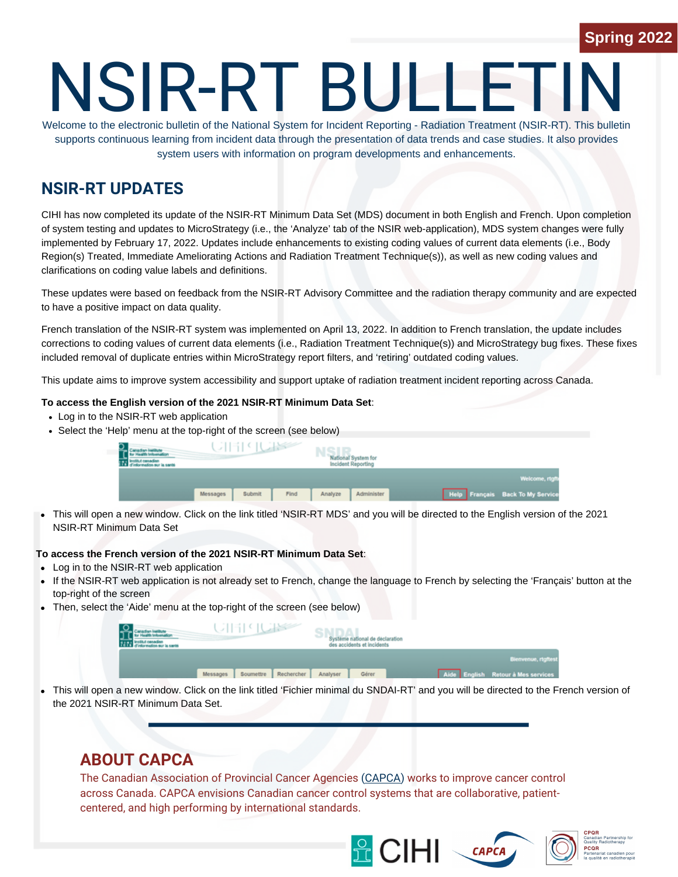Spring 2022

# NSIR-RT BULLETIN

Welcome to the electronic bulletin of the National System for Incident Reporting - Radiation Treatment (NSIR-RT). This bulletin supports continuous learning from incident data through the presentation of data trends and case studies. It also provides system users with information on program developments and enhancements.

## NSIR-RT UPDATES

CIHI has now completed its update of the NSIR-RT Minimum Data Set (MDS) document in both English and French. Upon completion of system testing and updates to MicroStrategy (i.e., the 'Analyze' tab of the NSIR web-application), MDS system changes were fully implemented by February 17, 2022. Updates include enhancements to existing coding values of current data elements (i.e., Body Region(s) Treated, Immediate Ameliorating Actions and Radiation Treatment Technique(s)), as well as new coding values and clarifications on coding value labels and definitions.

These updates were based on feedback from the NSIR-RT Advisory Committee and the radiation therapy community and are expected to have a positive impact on data quality.

French translation of the NSIR-RT system was implemented on April 13, 2022. In addition to French translation, the update includes corrections to coding values of current data elements (i.e., Radiation Treatment Technique(s)) and MicroStrategy bug fixes. These fixes included removal of duplicate entries within MicroStrategy report filters, and 'retiring' outdated coding values.

This update aims to improve system accessibility and support uptake of radiation treatment incident reporting across Canada.

**To access the English version of the 2021 NSIR-RT Minimum Data Set**:

- Log in to the NSIR-RT web application
- Select the 'Help' menu at the top-right of the screen (see below)
- This will open a new window. Click on the link titled 'NSIR-RT MDS' and you will be directed to the English version of the 2021 NSIR-RT Minimum Data Set

**To access the French version of the 2021 NSIR-RT Minimum Data Set**:

- Log in to the NSIR-RT web application
- If the NSIR-RT web application is not already set to French, change the language to French by selecting the 'Français' button at the top-right of the screen
- Then, select the 'Aide' menu at the top-right of the screen (see below)
- This will open a new window. Click on the link titled 'Fichier minimal du SNDAI-RT' and you will be directed to the French version of the 2021 NSIR-RT Minimum Data Set.

## ABOUT CAPCA

The Canadian Association of Provincial Cancer Agencies (CAPCA) works to improve cancer control across Canada. CAPCA envisions Canadian cancer control systems that are collaborative, patient-centered, and high performing by international standards.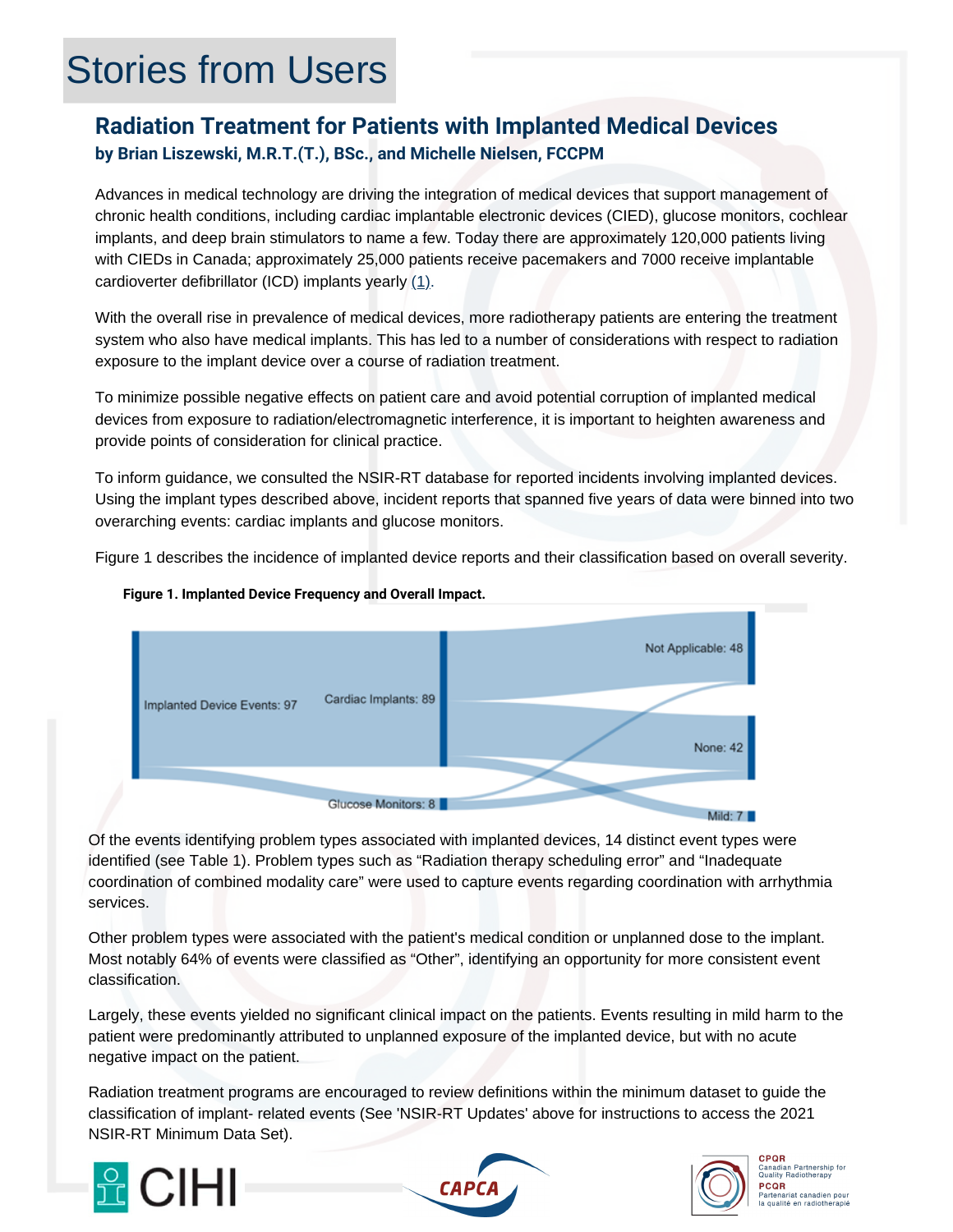# Stories from Users

## Radiation Treatment for Patients with Implanted Medical Devices

**by Brian Liszewski, M.R.T.(T.), BSc., and Michelle Nielsen, FCCPM**

Advances in medical technology are driving the integration of medical devices that support management of chronic health conditions, including cardiac implantable electronic devices (CIED), glucose monitors, cochlear implants, and deep brain stimulators to name a few. Today there are approximately 120,000 patients living with CIEDs in Canada; approximately 25,000 patients receive pacemakers and 7000 receive implantable cardioverter defibrillator (ICD) implants yearly (1).

With the overall rise in prevalence of medical devices, more radiotherapy patients are entering the treatment system who also have medical implants. This has led to a number of considerations with respect to radiation exposure to the implant device over a course of radiation treatment.

To minimize possible negative effects on patient care and avoid potential corruption of implanted medical devices from exposure to radiation/electromagnetic interference, it is important to heighten awareness and provide points of consideration for clinical practice.

To inform guidance, we consulted the NSIR-RT database for reported incidents involving implanted devices. Using the implant types described above, incident reports that spanned five years of data were binned into two overarching events: cardiac implants and glucose monitors.

Figure 1 describes the incidence of implanted device reports and their classification based on overall severity.

**Figure 1. Implanted Device Frequency and Overall Impact.**

Implanted Device Events: 97 → Cardiac Implants: 89; Glucose Monitors: 8 → Not Applicable: 48; None: 42; Mild: 7

Of the events identifying problem types associated with implanted devices, 14 distinct event types were identified (see Table 1). Problem types such as "Radiation therapy scheduling error" and "Inadequate coordination of combined modality care" were used to capture events regarding coordination with arrhythmia services.

Other problem types were associated with the patient's medical condition or unplanned dose to the implant. Most notably 64% of events were classified as "Other", identifying an opportunity for more consistent event classification.

Largely, these events yielded no significant clinical impact on the patients. Events resulting in mild harm to the patient were predominantly attributed to unplanned exposure of the implanted device, but with no acute negative impact on the patient.

Radiation treatment programs are encouraged to review definitions within the minimum dataset to guide the classification of implant- related events (See 'NSIR-RT Updates' above for instructions to access the 2021 NSIR-RT Minimum Data Set).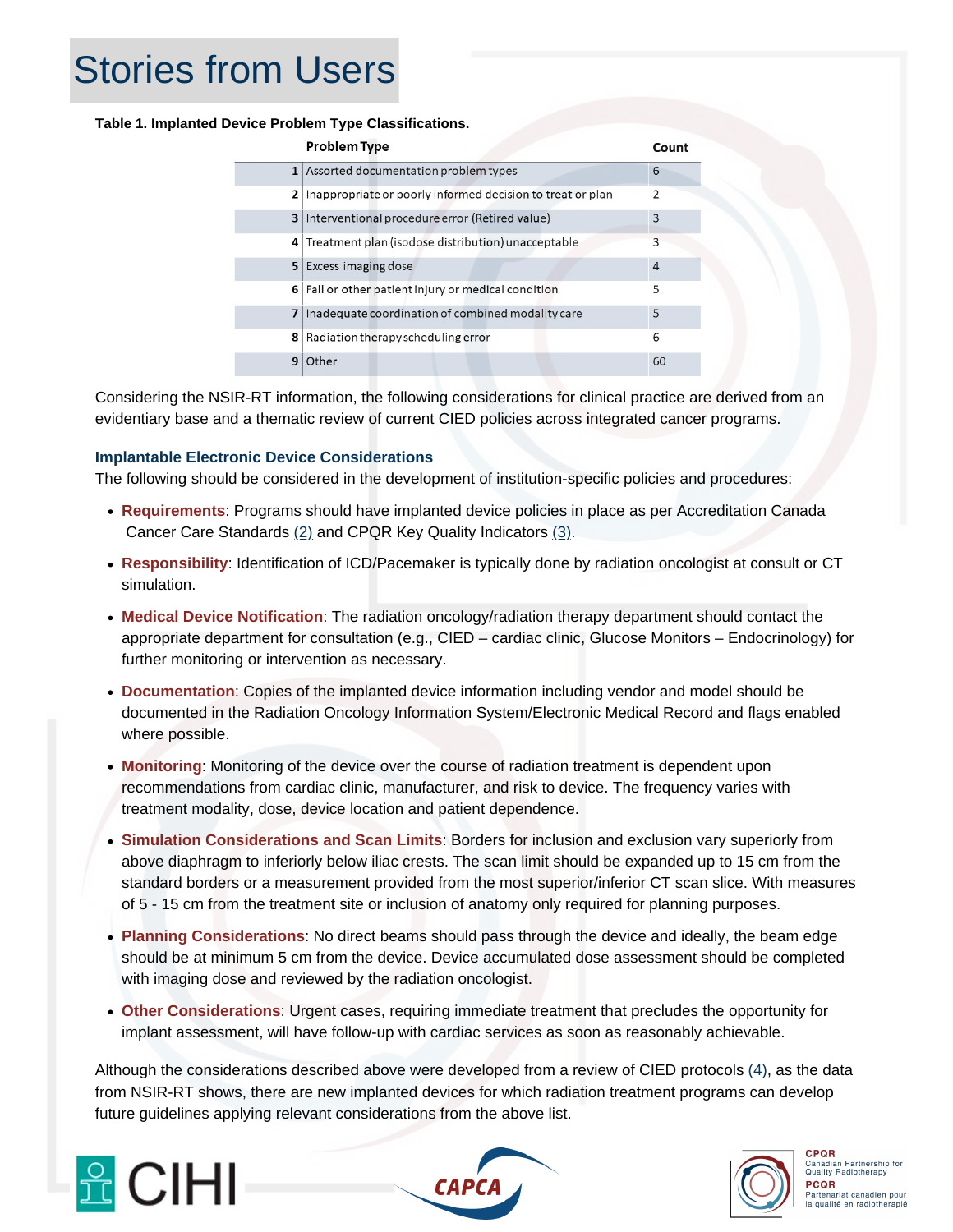# Stories from Users

**Table 1. Implanted Device Problem Type Classifications.**

| | Problem Type | Count |
|---|---|---|
| 1 | Assorted documentation problem types | 6 |
| 2 | Inappropriate or poorly informed decision to treat or plan | 2 |
| 3 | Interventional procedure error (Retired value) | 3 |
| 4 | Treatment plan (isodose distribution) unacceptable | 3 |
| 5 | Excess imaging dose | 4 |
| 6 | Fall or other patient injury or medical condition | 5 |
| 7 | Inadequate coordination of combined modality care | 5 |
| 8 | Radiation therapy scheduling error | 6 |
| 9 | Other | 60 |

Considering the NSIR-RT information, the following considerations for clinical practice are derived from an evidentiary base and a thematic review of current CIED policies across integrated cancer programs.

### Implantable Electronic Device Considerations

The following should be considered in the development of institution-specific policies and procedures:

- **Requirements**: Programs should have implanted device policies in place as per Accreditation Canada Cancer Care Standards (2) and CPQR Key Quality Indicators (3).
- **Responsibility**: Identification of ICD/Pacemaker is typically done by radiation oncologist at consult or CT simulation.
- **Medical Device Notification**: The radiation oncology/radiation therapy department should contact the appropriate department for consultation (e.g., CIED – cardiac clinic, Glucose Monitors – Endocrinology) for further monitoring or intervention as necessary.
- **Documentation**: Copies of the implanted device information including vendor and model should be documented in the Radiation Oncology Information System/Electronic Medical Record and flags enabled where possible.
- **Monitoring**: Monitoring of the device over the course of radiation treatment is dependent upon recommendations from cardiac clinic, manufacturer, and risk to device. The frequency varies with treatment modality, dose, device location and patient dependence.
- **Simulation Considerations and Scan Limits**: Borders for inclusion and exclusion vary superiorly from above diaphragm to inferiorly below iliac crests. The scan limit should be expanded up to 15 cm from the standard borders or a measurement provided from the most superior/inferior CT scan slice. With measures of 5 - 15 cm from the treatment site or inclusion of anatomy only required for planning purposes.
- **Planning Considerations**: No direct beams should pass through the device and ideally, the beam edge should be at minimum 5 cm from the device. Device accumulated dose assessment should be completed with imaging dose and reviewed by the radiation oncologist.
- **Other Considerations**: Urgent cases, requiring immediate treatment that precludes the opportunity for implant assessment, will have follow-up with cardiac services as soon as reasonably achievable.

Although the considerations described above were developed from a review of CIED protocols (4), as the data from NSIR-RT shows, there are new implanted devices for which radiation treatment programs can develop future guidelines applying relevant considerations from the above list.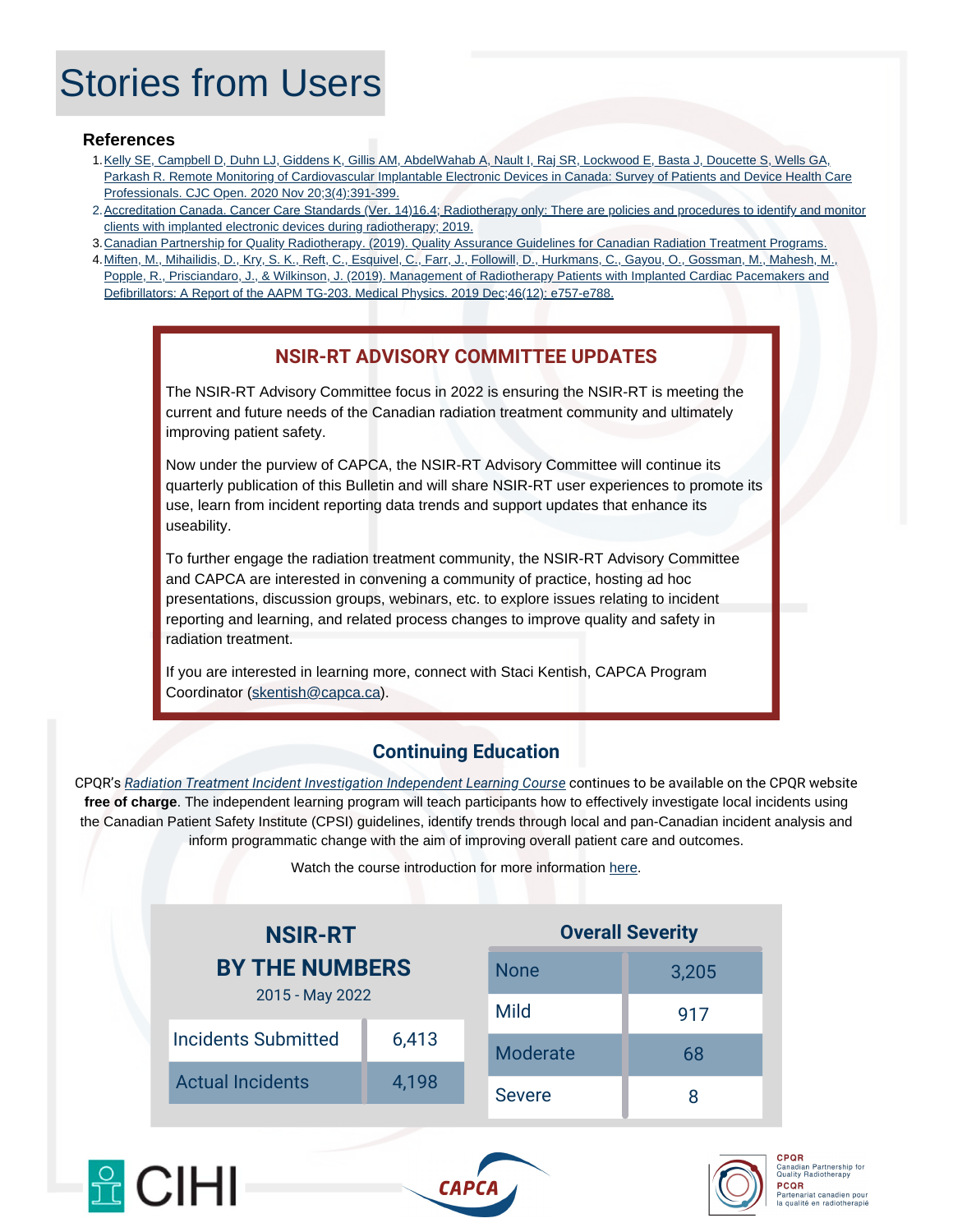# Stories from Users

### References

1. Kelly SE, Campbell D, Duhn LJ, Giddens K, Gillis AM, AbdelWahab A, Nault I, Raj SR, Lockwood E, Basta J, Doucette S, Wells GA, Parkash R. Remote Monitoring of Cardiovascular Implantable Electronic Devices in Canada: Survey of Patients and Device Health Care Professionals. CJC Open. 2020 Nov 20;3(4):391-399.
2. Accreditation Canada. Cancer Care Standards (Ver. 14)16.4; Radiotherapy only: There are policies and procedures to identify and monitor clients with implanted electronic devices during radiotherapy; 2019.
3. Canadian Partnership for Quality Radiotherapy. (2019). Quality Assurance Guidelines for Canadian Radiation Treatment Programs.
4. Miften, M., Mihailidis, D., Kry, S. K., Reft, C., Esquivel, C., Farr, J., Followill, D., Hurkmans, C., Gayou, O., Gossman, M., Mahesh, M., Popple, R., Prisciandaro, J., & Wilkinson, J. (2019). Management of Radiotherapy Patients with Implanted Cardiac Pacemakers and Defibrillators: A Report of the AAPM TG-203. Medical Physics. 2019 Dec;46(12): e757-e788.

## NSIR-RT ADVISORY COMMITTEE UPDATES

The NSIR-RT Advisory Committee focus in 2022 is ensuring the NSIR-RT is meeting the current and future needs of the Canadian radiation treatment community and ultimately improving patient safety.

Now under the purview of CAPCA, the NSIR-RT Advisory Committee will continue its quarterly publication of this Bulletin and will share NSIR-RT user experiences to promote its use, learn from incident reporting data trends and support updates that enhance its useability.

To further engage the radiation treatment community, the NSIR-RT Advisory Committee and CAPCA are interested in convening a community of practice, hosting ad hoc presentations, discussion groups, webinars, etc. to explore issues relating to incident reporting and learning, and related process changes to improve quality and safety in radiation treatment.

If you are interested in learning more, connect with Staci Kentish, CAPCA Program Coordinator (skentish@capca.ca).

## Continuing Education

CPQR's *Radiation Treatment Incident Investigation Independent Learning Course* continues to be available on the CPQR website **free of charge**. The independent learning program will teach participants how to effectively investigate local incidents using the Canadian Patient Safety Institute (CPSI) guidelines, identify trends through local and pan-Canadian incident analysis and inform programmatic change with the aim of improving overall patient care and outcomes.

Watch the course introduction for more information here.

## NSIR-RT BY THE NUMBERS

2015 - May 2022

| | |
|---|---|
| Incidents Submitted | 6,413 |
| Actual Incidents | 4,198 |

**Overall Severity**

| | |
|---|---|
| None | 3,205 |
| Mild | 917 |
| Moderate | 68 |
| Severe | 8 |

CIHI

CAPCA

CPQR
Canadian Partnership for Quality Radiotherapy
PCQR
Partenariat canadien pour la qualité en radiothérapie